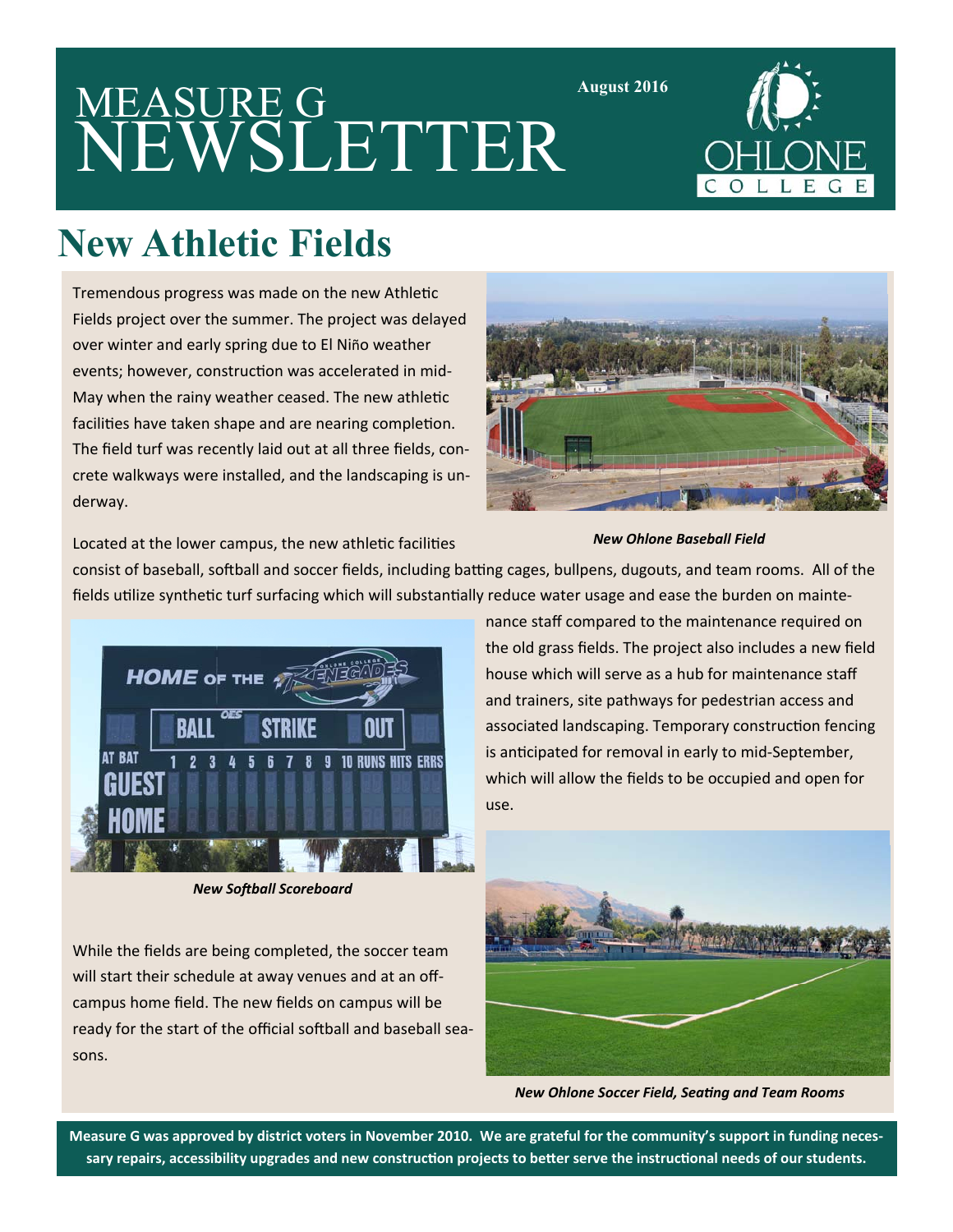# MEASURE G NEWSLETTER

August 2016

OHLONE COLLEGE

## New Athletic Fields

Tremendous progress was made on the new Athletic Fields project over the summer. The project was delayed over winter and early spring due to El Niño weather events; however, construction was accelerated in mid-May when the rainy weather ceased. The new athletic facilities have taken shape and are nearing completion. The field turf was recently laid out at all three fields, concrete walkways were installed, and the landscaping is underway.

*New Ohlone Baseball Field*

Located at the lower campus, the new athletic facilities consist of baseball, softball and soccer fields, including batting cages, bullpens, dugouts, and team rooms. All of the fields utilize synthetic turf surfacing which will substantially reduce water usage and ease the burden on maintenance staff compared to the maintenance required on the old grass fields. The project also includes a new field house which will serve as a hub for maintenance staff and trainers, site pathways for pedestrian access and associated landscaping. Temporary construction fencing is anticipated for removal in early to mid-September, which will allow the fields to be occupied and open for use.

*New Softball Scoreboard*

While the fields are being completed, the soccer team will start their schedule at away venues and at an off-campus home field. The new fields on campus will be ready for the start of the official softball and baseball seasons.

*New Ohlone Soccer Field, Seating and Team Rooms*

**Measure G was approved by district voters in November 2010. We are grateful for the community's support in funding necessary repairs, accessibility upgrades and new construction projects to better serve the instructional needs of our students.**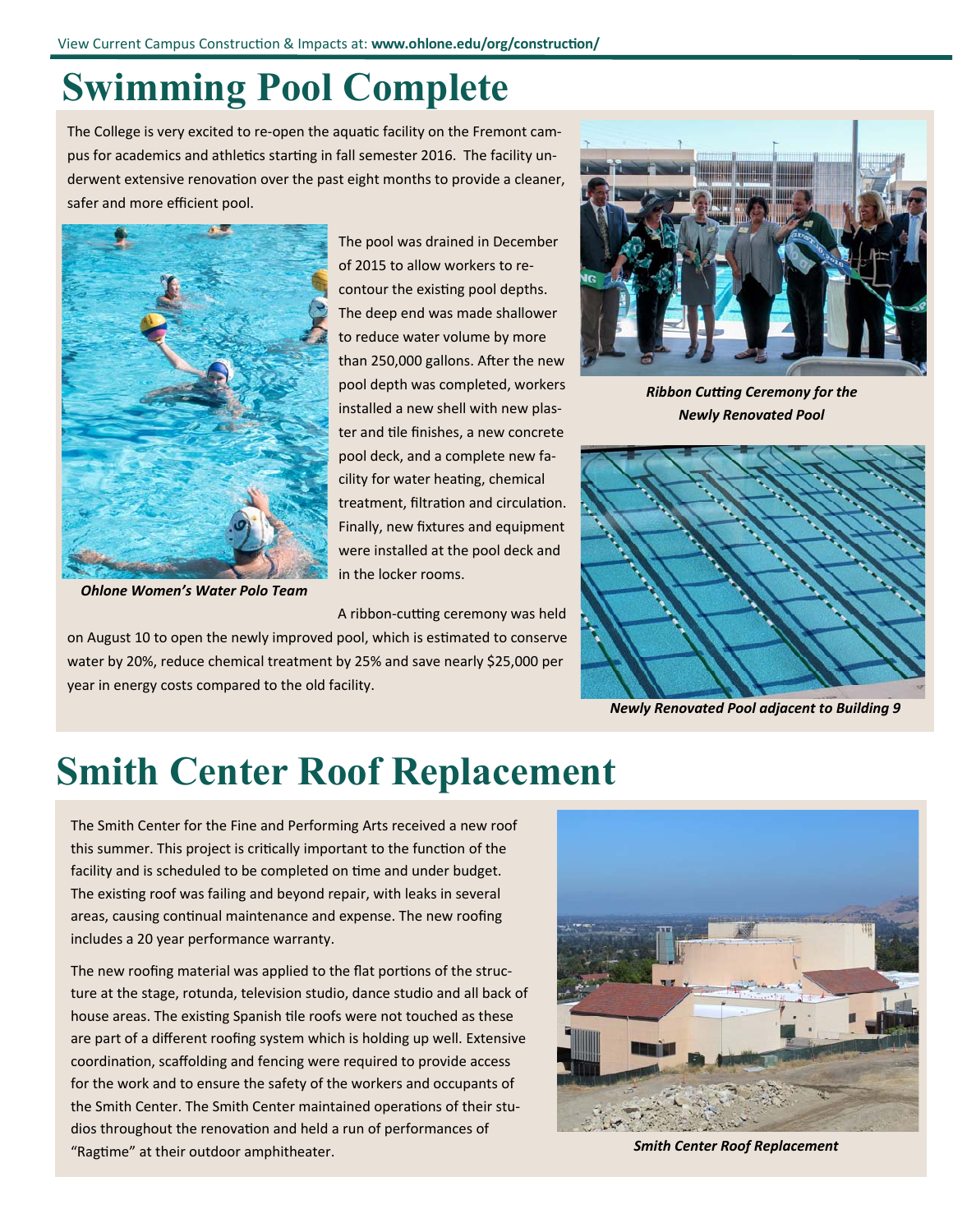# Swimming Pool Complete

The College is very excited to re-open the aquatic facility on the Fremont campus for academics and athletics starting in fall semester 2016. The facility underwent extensive renovation over the past eight months to provide a cleaner, safer and more efficient pool.

The pool was drained in December of 2015 to allow workers to re-contour the existing pool depths. The deep end was made shallower to reduce water volume by more than 250,000 gallons. After the new pool depth was completed, workers installed a new shell with new plaster and tile finishes, a new concrete pool deck, and a complete new facility for water heating, chemical treatment, filtration and circulation. Finally, new fixtures and equipment were installed at the pool deck and in the locker rooms.

A ribbon-cutting ceremony was held on August 10 to open the newly improved pool, which is estimated to conserve water by 20%, reduce chemical treatment by 25% and save nearly $25,000 per year in energy costs compared to the old facility.

***Ohlone Women's Water Polo Team***

***Ribbon Cutting Ceremony for the Newly Renovated Pool***

***Newly Renovated Pool adjacent to Building 9***

# Smith Center Roof Replacement

The Smith Center for the Fine and Performing Arts received a new roof this summer. This project is critically important to the function of the facility and is scheduled to be completed on time and under budget. The existing roof was failing and beyond repair, with leaks in several areas, causing continual maintenance and expense. The new roofing includes a 20 year performance warranty.

The new roofing material was applied to the flat portions of the structure at the stage, rotunda, television studio, dance studio and all back of house areas. The existing Spanish tile roofs were not touched as these are part of a different roofing system which is holding up well. Extensive coordination, scaffolding and fencing were required to provide access for the work and to ensure the safety of the workers and occupants of the Smith Center. The Smith Center maintained operations of their studios throughout the renovation and held a run of performances of "Ragtime" at their outdoor amphitheater.

***Smith Center Roof Replacement***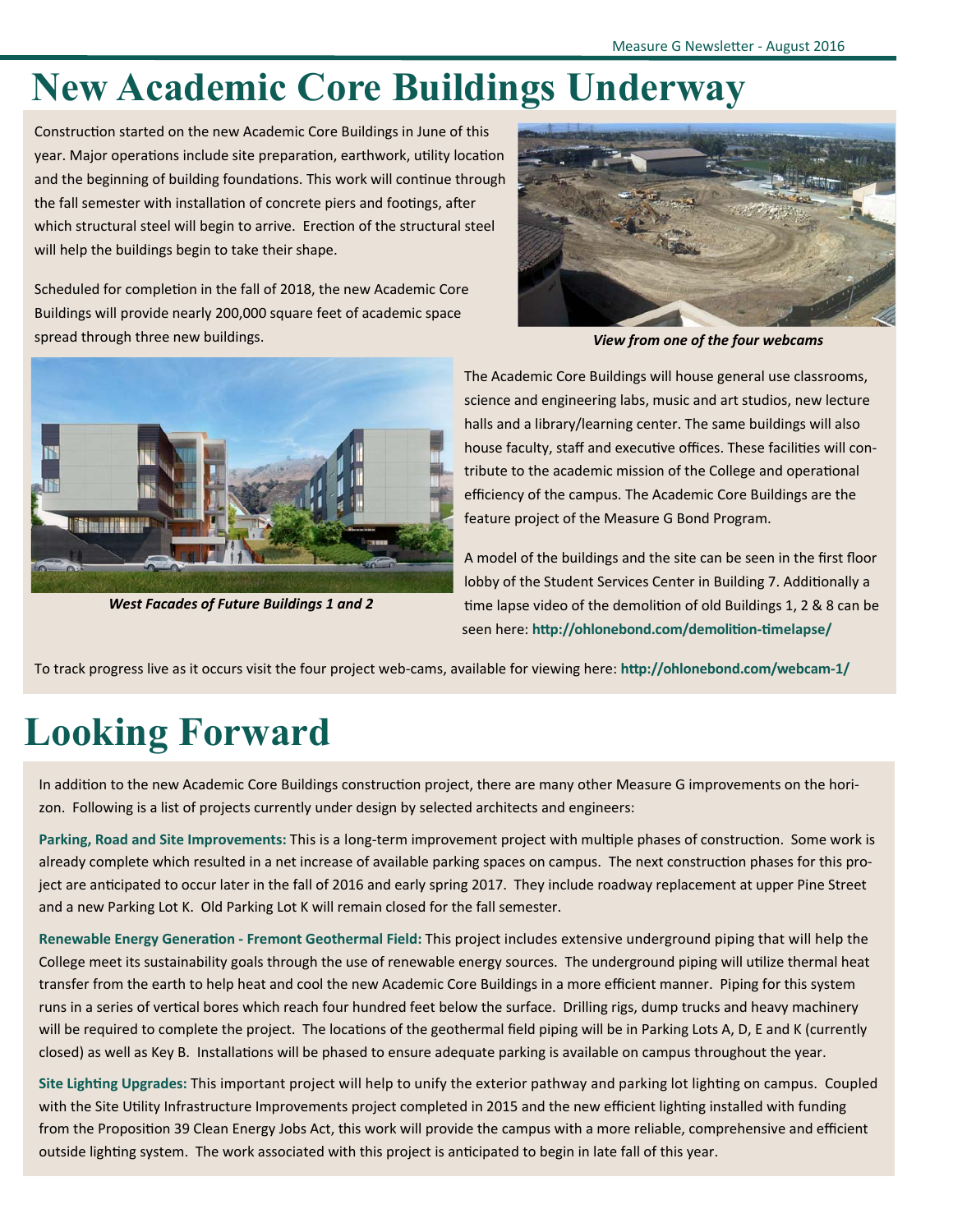# New Academic Core Buildings Underway

Construction started on the new Academic Core Buildings in June of this year. Major operations include site preparation, earthwork, utility location and the beginning of building foundations. This work will continue through the fall semester with installation of concrete piers and footings, after which structural steel will begin to arrive. Erection of the structural steel will help the buildings begin to take their shape.

Scheduled for completion in the fall of 2018, the new Academic Core Buildings will provide nearly 200,000 square feet of academic space spread through three new buildings.

***View from one of the four webcams***

***West Facades of Future Buildings 1 and 2***

The Academic Core Buildings will house general use classrooms, science and engineering labs, music and art studios, new lecture halls and a library/learning center. The same buildings will also house faculty, staff and executive offices. These facilities will contribute to the academic mission of the College and operational efficiency of the campus. The Academic Core Buildings are the feature project of the Measure G Bond Program.

A model of the buildings and the site can be seen in the first floor lobby of the Student Services Center in Building 7. Additionally a time lapse video of the demolition of old Buildings 1, 2 & 8 can be seen here: **http://ohlonebond.com/demolition-timelapse/**

To track progress live as it occurs visit the four project web-cams, available for viewing here: **http://ohlonebond.com/webcam-1/**

# Looking Forward

In addition to the new Academic Core Buildings construction project, there are many other Measure G improvements on the horizon. Following is a list of projects currently under design by selected architects and engineers:

**Parking, Road and Site Improvements:** This is a long-term improvement project with multiple phases of construction. Some work is already complete which resulted in a net increase of available parking spaces on campus. The next construction phases for this project are anticipated to occur later in the fall of 2016 and early spring 2017. They include roadway replacement at upper Pine Street and a new Parking Lot K. Old Parking Lot K will remain closed for the fall semester.

**Renewable Energy Generation - Fremont Geothermal Field:** This project includes extensive underground piping that will help the College meet its sustainability goals through the use of renewable energy sources. The underground piping will utilize thermal heat transfer from the earth to help heat and cool the new Academic Core Buildings in a more efficient manner. Piping for this system runs in a series of vertical bores which reach four hundred feet below the surface. Drilling rigs, dump trucks and heavy machinery will be required to complete the project. The locations of the geothermal field piping will be in Parking Lots A, D, E and K (currently closed) as well as Key B. Installations will be phased to ensure adequate parking is available on campus throughout the year.

**Site Lighting Upgrades:** This important project will help to unify the exterior pathway and parking lot lighting on campus. Coupled with the Site Utility Infrastructure Improvements project completed in 2015 and the new efficient lighting installed with funding from the Proposition 39 Clean Energy Jobs Act, this work will provide the campus with a more reliable, comprehensive and efficient outside lighting system. The work associated with this project is anticipated to begin in late fall of this year.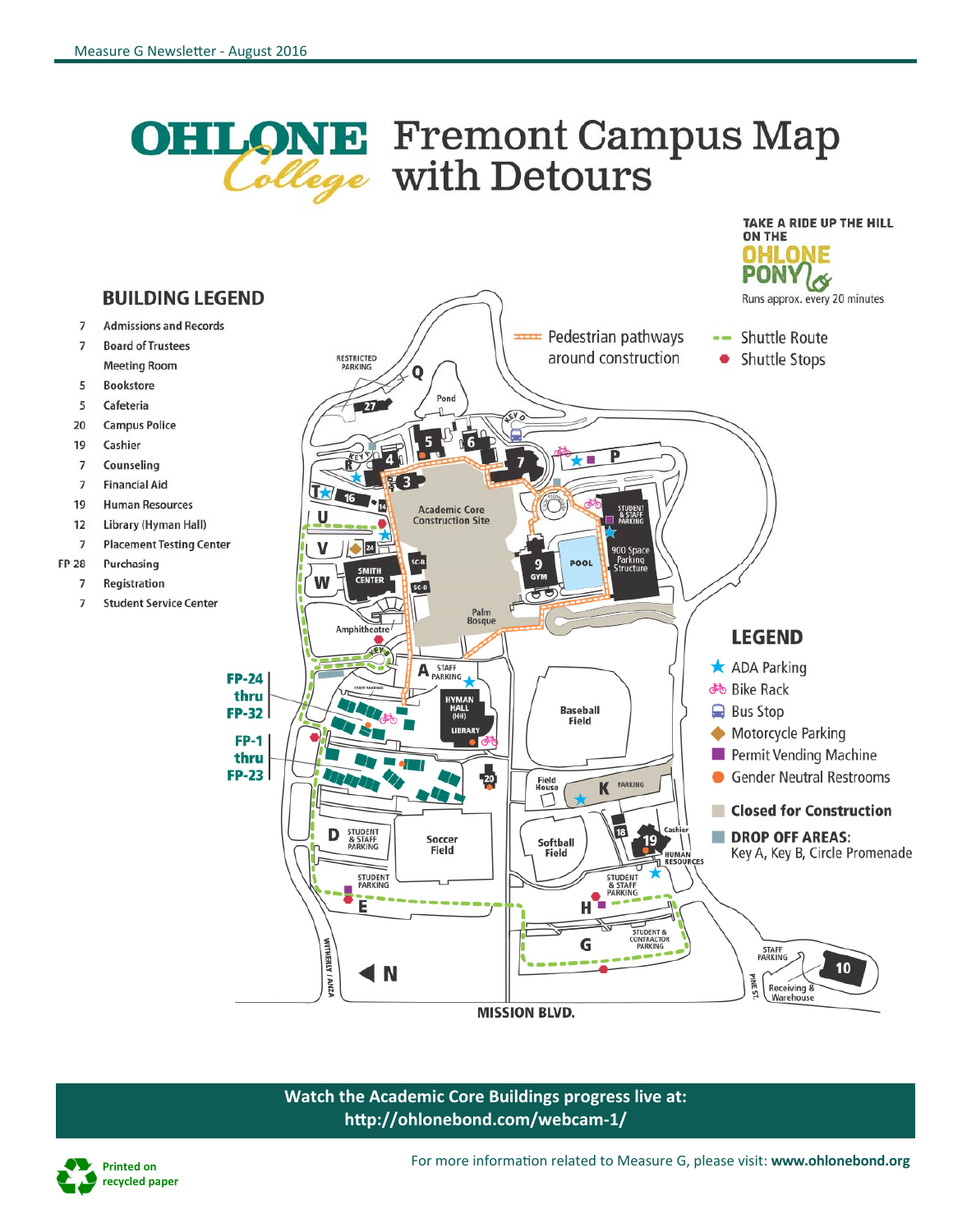# OHLONE College Fremont Campus Map with Detours

TAKE A RIDE UP THE HILL ON THE OHLONE PONY

Runs approx. every 20 minutes

## BUILDING LEGEND

| | |
|---|---|
| 7 | Admissions and Records |
| 7 | Board of Trustees Meeting Room |
| 5 | Bookstore |
| 5 | Cafeteria |
| 20 | Campus Police |
| 19 | Cashier |
| 7 | Counseling |
| 7 | Financial Aid |
| 19 | Human Resources |
| 12 | Library (Hyman Hall) |
| 7 | Placement Testing Center |
| FP 28 | Purchasing |
| 7 | Registration |
| 7 | Student Service Center |

Pedestrian pathways around construction

Shuttle Route

Shuttle Stops

## LEGEND

- ADA Parking
- Bike Rack
- Bus Stop
- Motorcycle Parking
- Permit Vending Machine
- Gender Neutral Restrooms
- **Closed for Construction**
- **DROP OFF AREAS:** Key A, Key B, Circle Promenade

RESTRICTED PARKING

Q

Pond

27

KEY A

5

6

7

4

3

R

P

STUDENT & STAFF PARKING

T

16

14

Academic Core Construction Site

U

V

24

SC-B

9 GYM

POOL

900 Space Parking Structure

W

SMITH CENTER

SC-D

Palm Bosque

Amphitheatre

KEY B

FP-24 thru FP-32

FP-1 thru FP-23

A STAFF PARKING

STAFF PARKING

HYMAN HALL (HH)

LIBRARY

Baseball Field

20

Field House

K PARKING

18

19

Cashier

HUMAN RESOURCES

D STUDENT & STAFF PARKING

Soccer Field

Softball Field

STUDENT PARKING

STUDENT & STAFF PARKING

E

H

G

STUDENT & CONTRACTOR PARKING

STAFF PARKING

10

Receiving & Warehouse

WITHERLY / ANZA

N

PINE ST.

MISSION BLVD.

**Watch the Academic Core Buildings progress live at: http://ohlonebond.com/webcam-1/**

Printed on recycled paper

For more information related to Measure G, please visit: **www.ohlonebond.org**